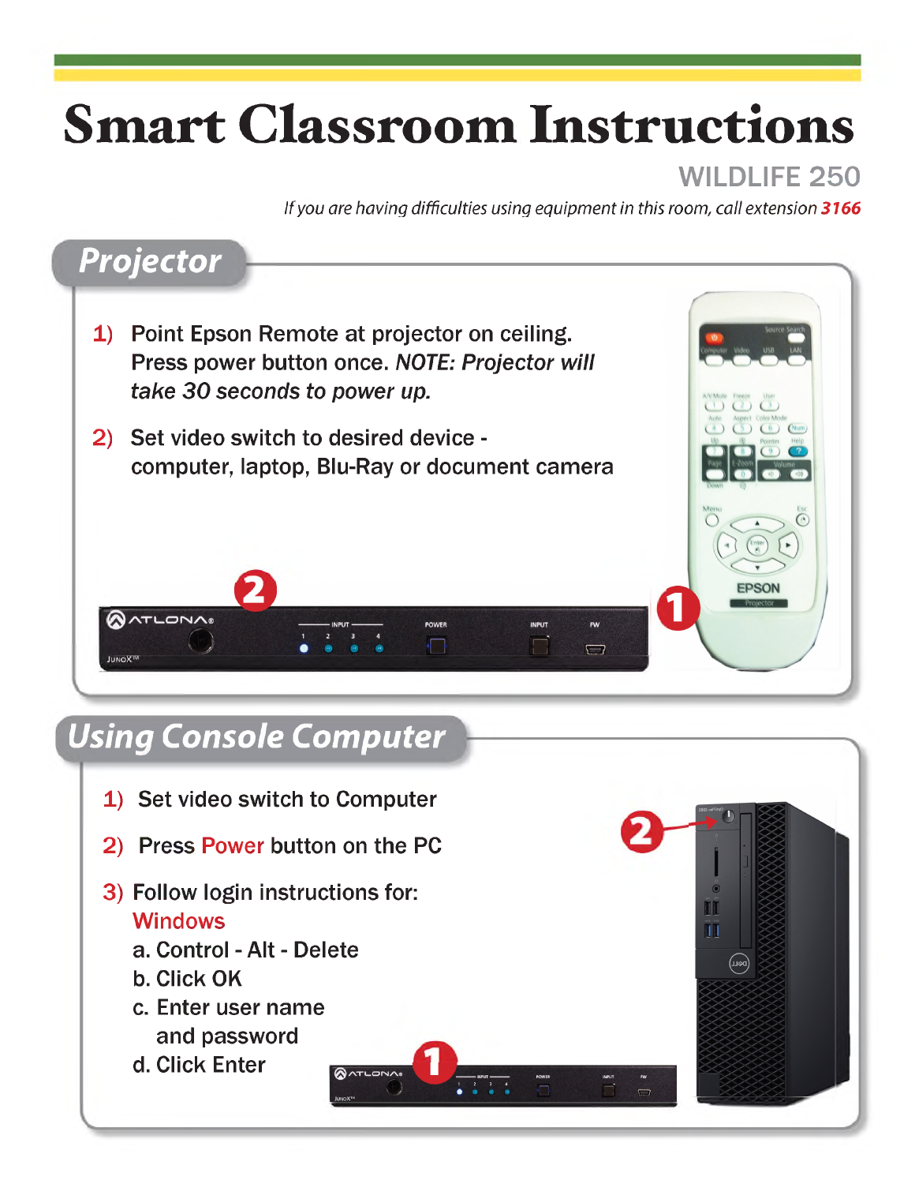# Smart Classroom Instructions

## WILDLIFE 250

*If you are having difficulties using equipment in this room, call extension **3166***

## Projector

1) Point Epson Remote at projector on ceiling. Press power button once. *NOTE: Projector will take 30 seconds to power up.*

2) Set video switch to desired device - computer, laptop, Blu-Ray or document camera

## Using Console Computer

1) Set video switch to Computer

2) Press Power button on the PC

3) Follow login instructions for:
   Windows
   a. Control - Alt - Delete
   b. Click OK
   c. Enter user name and password
   d. Click Enter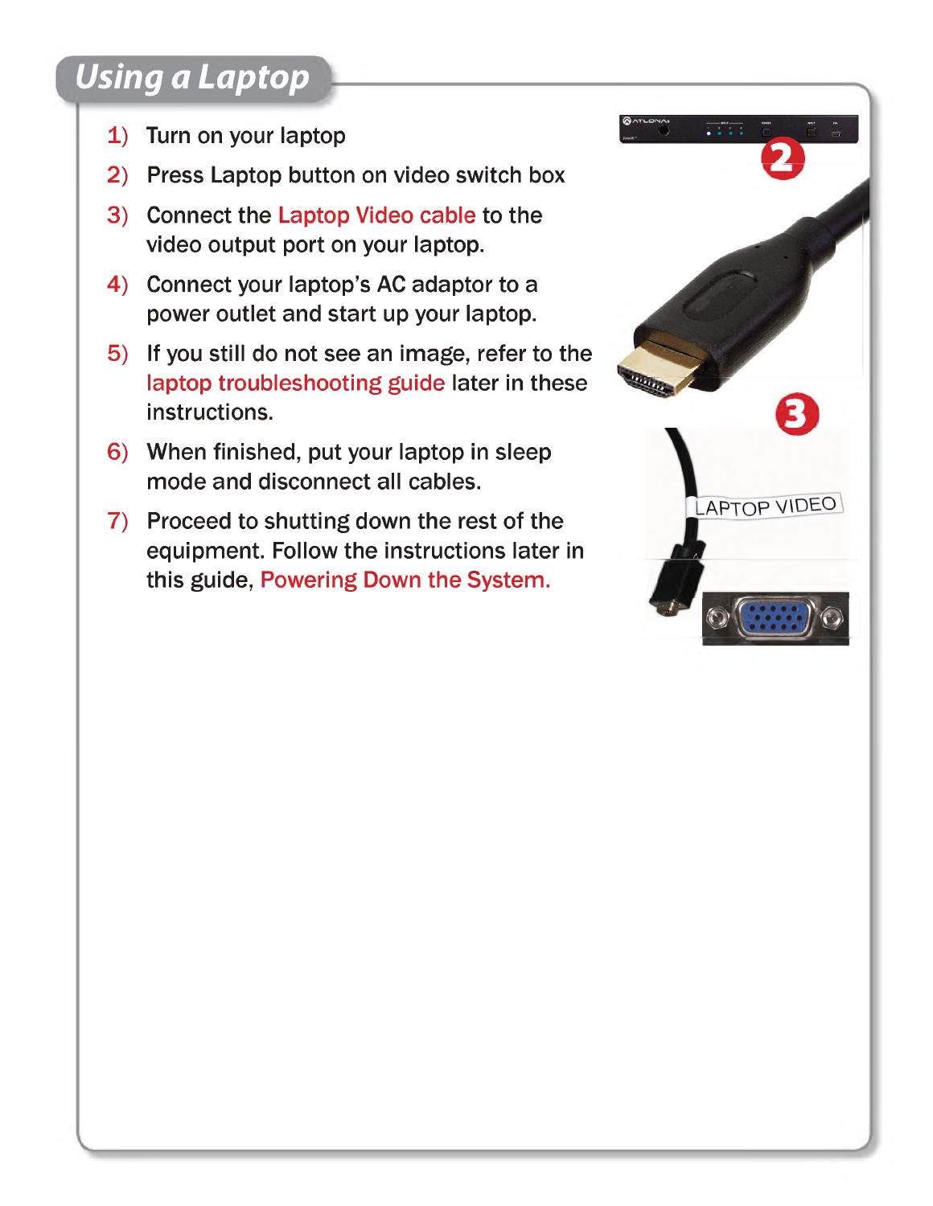## Using a Laptop

1) Turn on your laptop
2) Press Laptop button on video switch box
3) Connect the Laptop Video cable to the video output port on your laptop.
4) Connect your laptop's AC adaptor to a power outlet and start up your laptop.
5) If you still do not see an image, refer to the laptop troubleshooting guide later in these instructions.
6) When finished, put your laptop in sleep mode and disconnect all cables.
7) Proceed to shutting down the rest of the equipment. Follow the instructions later in this guide, Powering Down the System.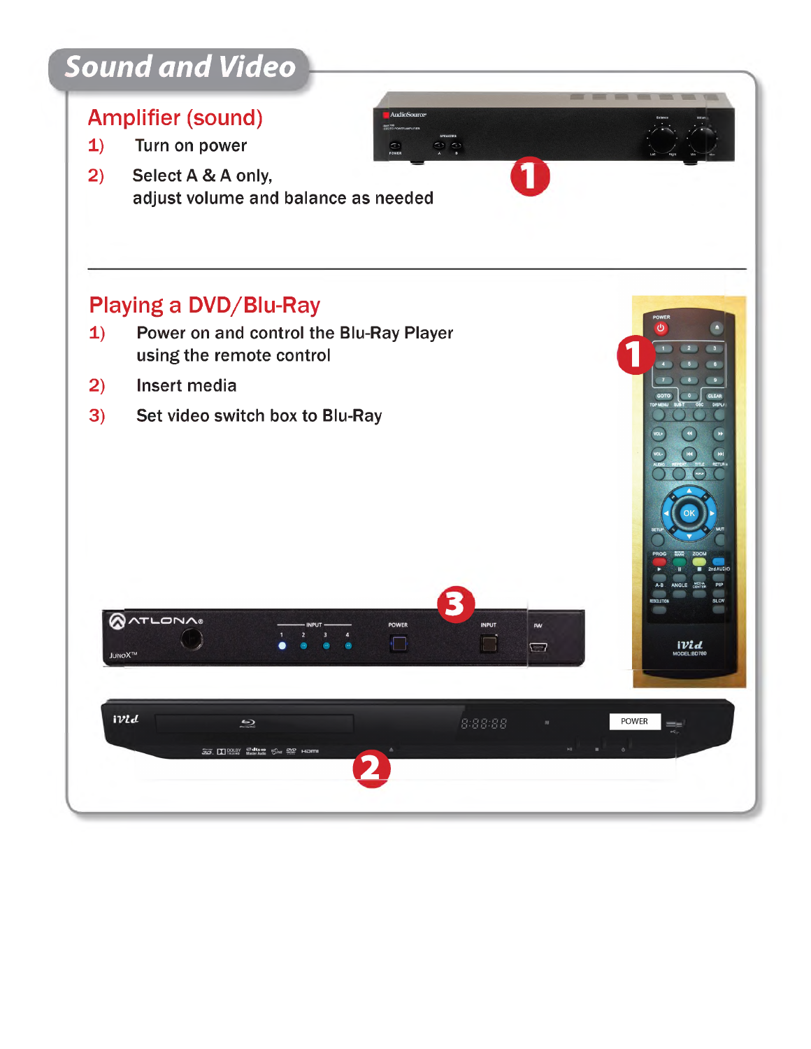# Sound and Video

## Amplifier (sound)

1) Turn on power
2) Select A & A only,
   adjust volume and balance as needed

## Playing a DVD/Blu-Ray

1) Power on and control the Blu-Ray Player using the remote control
2) Insert media
3) Set video switch box to Blu-Ray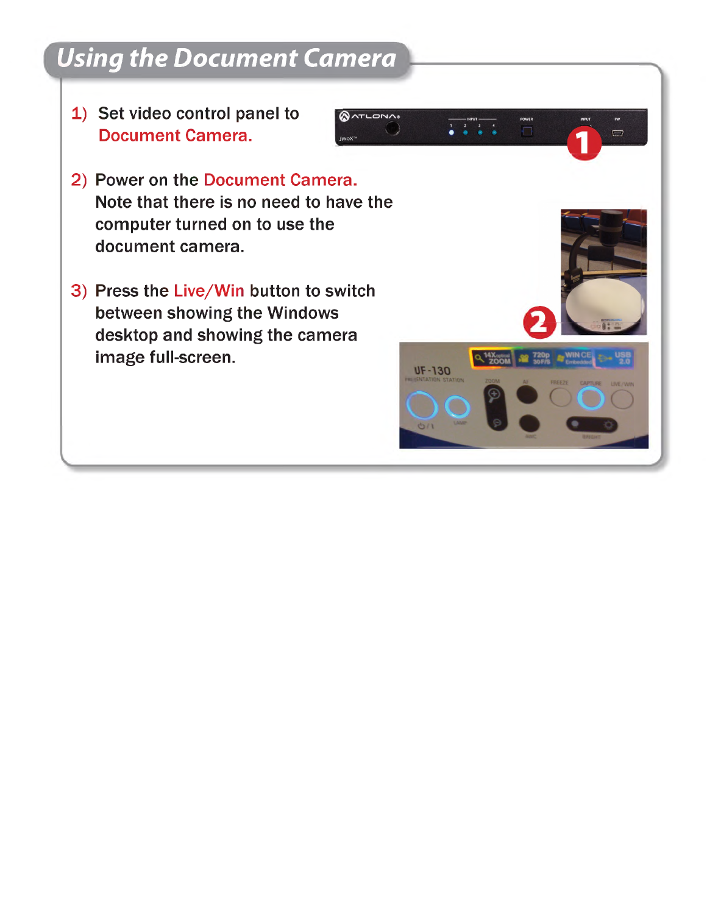# Using the Document Camera

1) Set video control panel to Document Camera.

2) Power on the Document Camera. Note that there is no need to have the computer turned on to use the document camera.

3) Press the Live/Win button to switch between showing the Windows desktop and showing the camera image full-screen.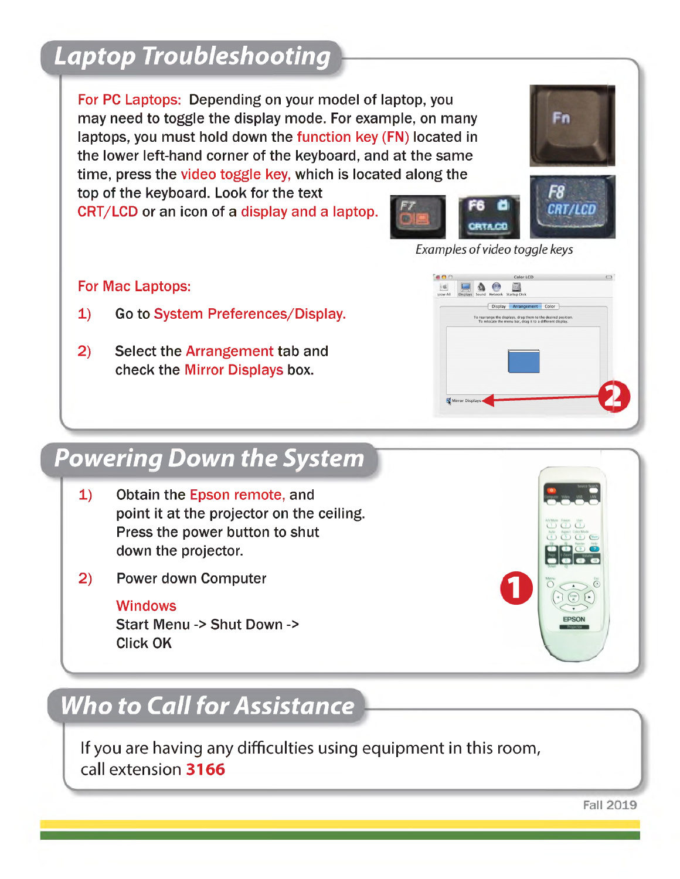## Laptop Troubleshooting

For PC Laptops: Depending on your model of laptop, you may need to toggle the display mode. For example, on many laptops, you must hold down the function key (FN) located in the lower left-hand corner of the keyboard, and at the same time, press the video toggle key, which is located along the top of the keyboard. Look for the text CRT/LCD or an icon of a display and a laptop.

*Examples of video toggle keys*

For Mac Laptops:

1) Go to System Preferences/Display.

2) Select the Arrangement tab and check the Mirror Displays box.

## Powering Down the System

1) Obtain the Epson remote, and point it at the projector on the ceiling. Press the power button to shut down the projector.

2) Power down Computer

   Windows
   Start Menu -> Shut Down -> Click OK

## Who to Call for Assistance

If you are having any difficulties using equipment in this room, call extension **3166**

Fall 2019